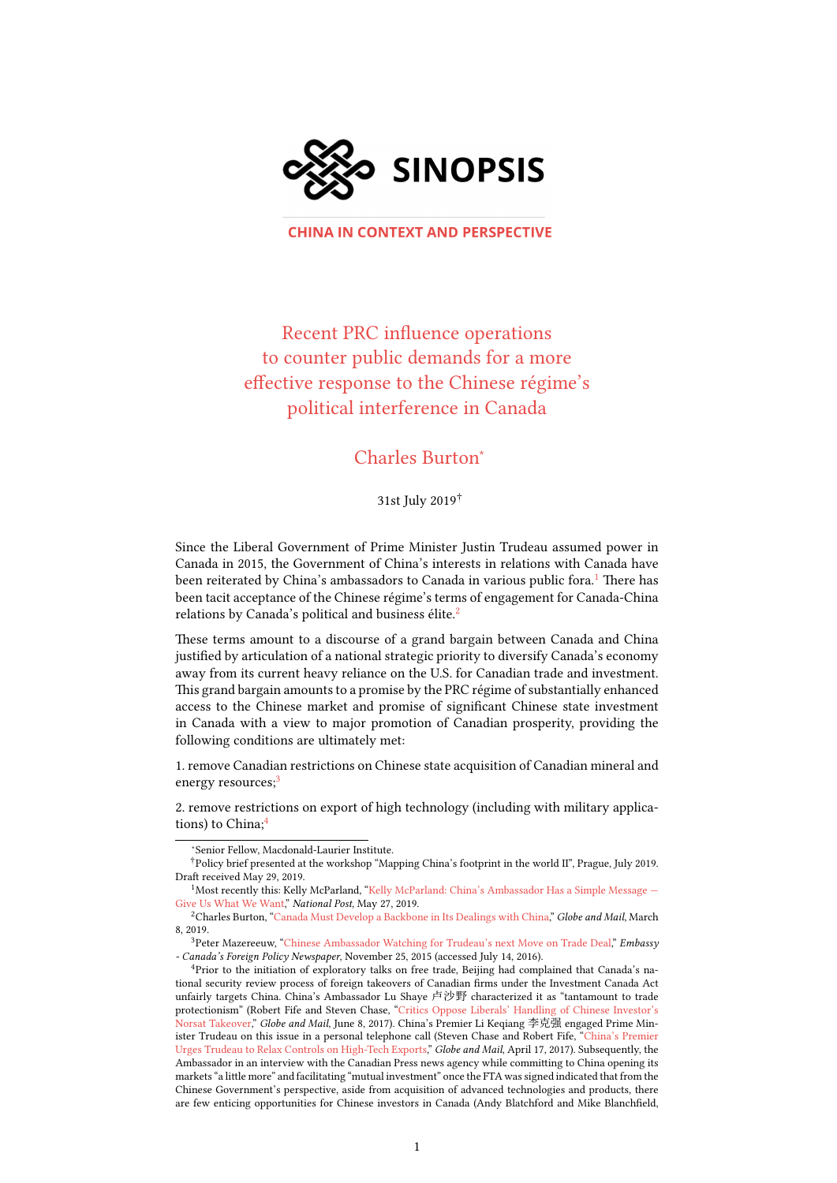SINOPSIS

CHINA IN CONTEXT AND PERSPECTIVE

# Recent PRC influence operations to counter public demands for a more effective response to the Chinese régime's political interference in Canada

## Charles Burton[*]

31st July 2019[†]

Since the Liberal Government of Prime Minister Justin Trudeau assumed power in Canada in 2015, the Government of China's interests in relations with Canada have been reiterated by China's ambassadors to Canada in various public fora.[1] There has been tacit acceptance of the Chinese régime's terms of engagement for Canada-China relations by Canada's political and business élite.[2]

These terms amount to a discourse of a grand bargain between Canada and China justified by articulation of a national strategic priority to diversify Canada's economy away from its current heavy reliance on the U.S. for Canadian trade and investment. This grand bargain amounts to a promise by the PRC régime of substantially enhanced access to the Chinese market and promise of significant Chinese state investment in Canada with a view to major promotion of Canadian prosperity, providing the following conditions are ultimately met:

1. remove Canadian restrictions on Chinese state acquisition of Canadian mineral and energy resources;[3]

2. remove restrictions on export of high technology (including with military applications) to China;[4]

---

[*] Senior Fellow, Macdonald-Laurier Institute.

[†] Policy brief presented at the workshop "Mapping China's footprint in the world II", Prague, July 2019. Draft received May 29, 2019.

[1] Most recently this: Kelly McParland, "Kelly McParland: China's Ambassador Has a Simple Message — Give Us What We Want," *National Post*, May 27, 2019.

[2] Charles Burton, "Canada Must Develop a Backbone in Its Dealings with China," *Globe and Mail*, March 8, 2019.

[3] Peter Mazereeuw, "Chinese Ambassador Watching for Trudeau's next Move on Trade Deal," *Embassy - Canada's Foreign Policy Newspaper*, November 25, 2015 (accessed July 14, 2016).

[4] Prior to the initiation of exploratory talks on free trade, Beijing had complained that Canada's national security review process of foreign takeovers of Canadian firms under the Investment Canada Act unfairly targets China. China's Ambassador Lu Shaye 卢沙野 characterized it as "tantamount to trade protectionism" (Robert Fife and Steven Chase, "Critics Oppose Liberals' Handling of Chinese Investor's Norsat Takeover," *Globe and Mail*, June 8, 2017). China's Premier Li Keqiang 李克强 engaged Prime Minister Trudeau on this issue in a personal telephone call (Steven Chase and Robert Fife, "China's Premier Urges Trudeau to Relax Controls on High-Tech Exports," *Globe and Mail*, April 17, 2017). Subsequently, the Ambassador in an interview with the Canadian Press news agency while committing to China opening its markets "a little more" and facilitating "mutual investment" once the FTA was signed indicated that from the Chinese Government's perspective, aside from acquisition of advanced technologies and products, there are few enticing opportunities for Chinese investors in Canada (Andy Blatchford and Mike Blanchfield,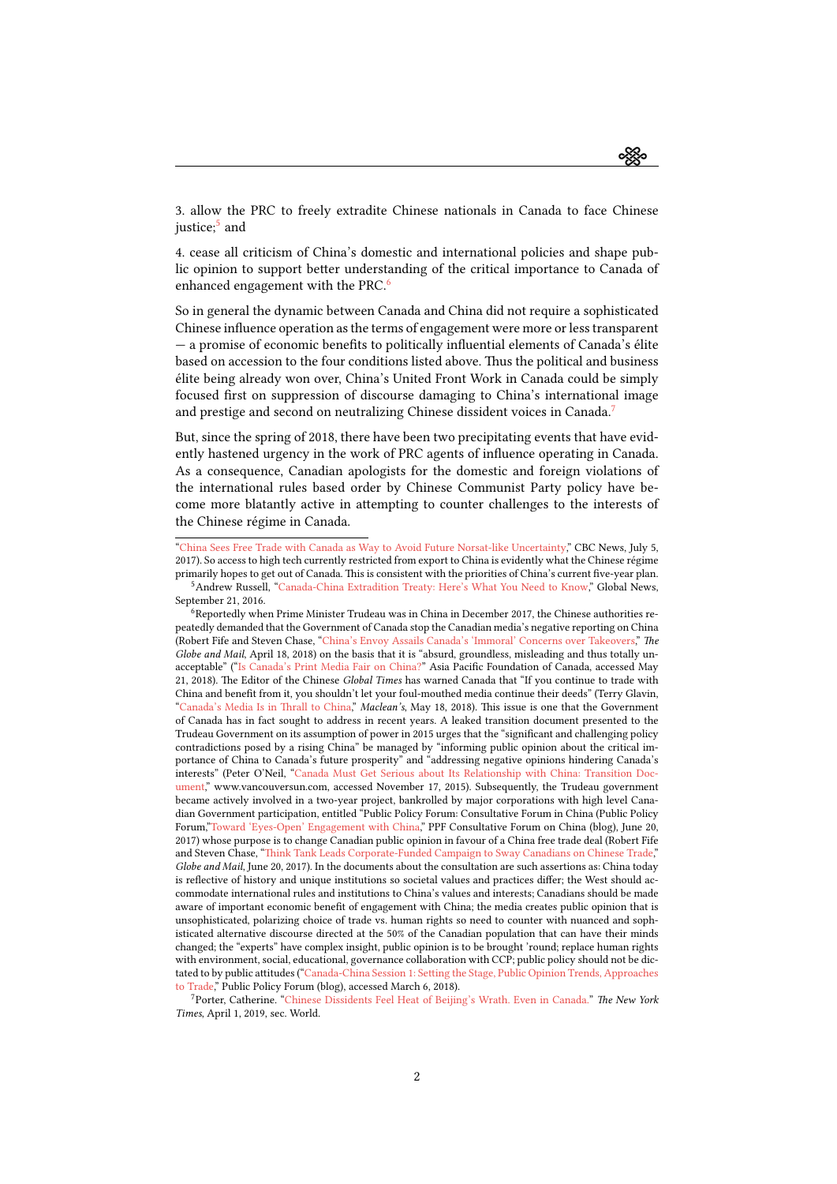3. allow the PRC to freely extradite Chinese nationals in Canada to face Chinese justice;[5] and

4. cease all criticism of China's domestic and international policies and shape public opinion to support better understanding of the critical importance to Canada of enhanced engagement with the PRC.[6]

So in general the dynamic between Canada and China did not require a sophisticated Chinese influence operation as the terms of engagement were more or less transparent — a promise of economic benefits to politically influential elements of Canada's élite based on accession to the four conditions listed above. Thus the political and business élite being already won over, China's United Front Work in Canada could be simply focused first on suppression of discourse damaging to China's international image and prestige and second on neutralizing Chinese dissident voices in Canada.[7]

But, since the spring of 2018, there have been two precipitating events that have evidently hastened urgency in the work of PRC agents of influence operating in Canada. As a consequence, Canadian apologists for the domestic and foreign violations of the international rules based order by Chinese Communist Party policy have become more blatantly active in attempting to counter challenges to the interests of the Chinese régime in Canada.

---

"China Sees Free Trade with Canada as Way to Avoid Future Norsat-like Uncertainty," CBC News, July 5, 2017). So access to high tech currently restricted from export to China is evidently what the Chinese régime primarily hopes to get out of Canada. This is consistent with the priorities of China's current five-year plan.

[5] Andrew Russell, "Canada-China Extradition Treaty: Here's What You Need to Know," Global News, September 21, 2016.

[6] Reportedly when Prime Minister Trudeau was in China in December 2017, the Chinese authorities repeatedly demanded that the Government of Canada stop the Canadian media's negative reporting on China (Robert Fife and Steven Chase, "China's Envoy Assails Canada's 'Immoral' Concerns over Takeovers," *The Globe and Mail*, April 18, 2018) on the basis that it is "absurd, groundless, misleading and thus totally unacceptable" ("Is Canada's Print Media Fair on China?" Asia Pacific Foundation of Canada, accessed May 21, 2018). The Editor of the Chinese *Global Times* has warned Canada that "If you continue to trade with China and benefit from it, you shouldn't let your foul-mouthed media continue their deeds" (Terry Glavin, "Canada's Media Is in Thrall to China," *Maclean's*, May 18, 2018). This issue is one that the Government of Canada has in fact sought to address in recent years. A leaked transition document presented to the Trudeau Government on its assumption of power in 2015 urges that the "significant and challenging policy contradictions posed by a rising China" be managed by "informing public opinion about the critical importance of China to Canada's future prosperity" and "addressing negative opinions hindering Canada's interests" (Peter O'Neil, "Canada Must Get Serious about Its Relationship with China: Transition Document," www.vancouversun.com, accessed November 17, 2015). Subsequently, the Trudeau government became actively involved in a two-year project, bankrolled by major corporations with high level Canadian Government participation, entitled "Public Policy Forum: Consultative Forum in China (Public Policy Forum,"Toward 'Eyes-Open' Engagement with China," PPF Consultative Forum on China (blog), June 20, 2017) whose purpose is to change Canadian public opinion in favour of a China free trade deal (Robert Fife and Steven Chase, "Think Tank Leads Corporate-Funded Campaign to Sway Canadians on Chinese Trade," *Globe and Mail*, June 20, 2017). In the documents about the consultation are such assertions as: China today is reflective of history and unique institutions so societal values and practices differ; the West should accommodate international rules and institutions to China's values and interests; Canadians should be made aware of important economic benefit of engagement with China; the media creates public opinion that is unsophisticated, polarizing choice of trade vs. human rights so need to counter with nuanced and sophisticated alternative discourse directed at the 50% of the Canadian population that can have their minds changed; the "experts" have complex insight, public opinion is to be brought 'round; replace human rights with environment, social, educational, governance collaboration with CCP; public policy should not be dictated to by public attitudes ("Canada-China Session 1: Setting the Stage, Public Opinion Trends, Approaches to Trade," Public Policy Forum (blog), accessed March 6, 2018).

[7] Porter, Catherine. "Chinese Dissidents Feel Heat of Beijing's Wrath. Even in Canada." *The New York Times*, April 1, 2019, sec. World.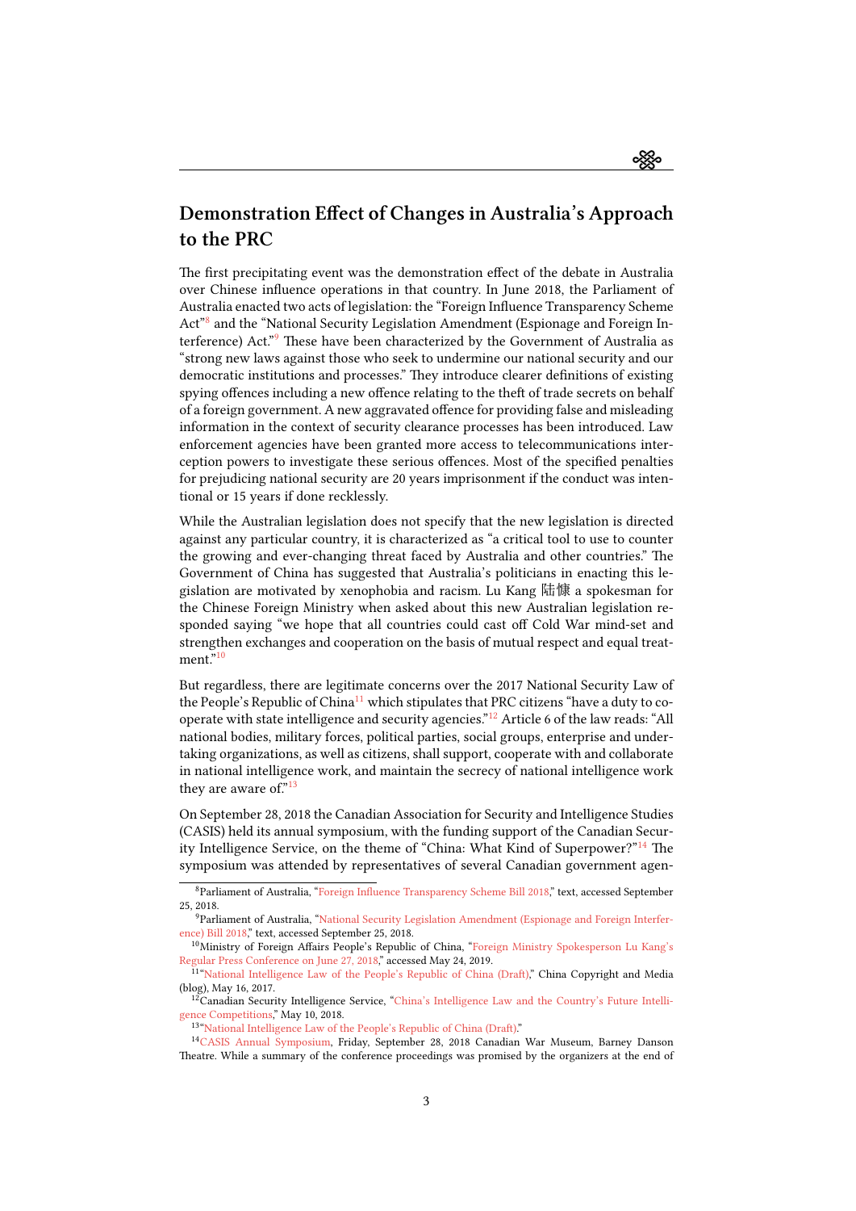## Demonstration Effect of Changes in Australia's Approach to the PRC

The first precipitating event was the demonstration effect of the debate in Australia over Chinese influence operations in that country. In June 2018, the Parliament of Australia enacted two acts of legislation: the "Foreign Influence Transparency Scheme Act"[8] and the "National Security Legislation Amendment (Espionage and Foreign Interference) Act."[9] These have been characterized by the Government of Australia as "strong new laws against those who seek to undermine our national security and our democratic institutions and processes." They introduce clearer definitions of existing spying offences including a new offence relating to the theft of trade secrets on behalf of a foreign government. A new aggravated offence for providing false and misleading information in the context of security clearance processes has been introduced. Law enforcement agencies have been granted more access to telecommunications interception powers to investigate these serious offences. Most of the specified penalties for prejudicing national security are 20 years imprisonment if the conduct was intentional or 15 years if done recklessly.

While the Australian legislation does not specify that the new legislation is directed against any particular country, it is characterized as "a critical tool to use to counter the growing and ever-changing threat faced by Australia and other countries." The Government of China has suggested that Australia's politicians in enacting this legislation are motivated by xenophobia and racism. Lu Kang 陆慷 a spokesman for the Chinese Foreign Ministry when asked about this new Australian legislation responded saying "we hope that all countries could cast off Cold War mind-set and strengthen exchanges and cooperation on the basis of mutual respect and equal treatment."[10]

But regardless, there are legitimate concerns over the 2017 National Security Law of the People's Republic of China[11] which stipulates that PRC citizens "have a duty to cooperate with state intelligence and security agencies."[12] Article 6 of the law reads: "All national bodies, military forces, political parties, social groups, enterprise and undertaking organizations, as well as citizens, shall support, cooperate with and collaborate in national intelligence work, and maintain the secrecy of national intelligence work they are aware of."[13]

On September 28, 2018 the Canadian Association for Security and Intelligence Studies (CASIS) held its annual symposium, with the funding support of the Canadian Security Intelligence Service, on the theme of "China: What Kind of Superpower?"[14] The symposium was attended by representatives of several Canadian government agen-

---

[8] Parliament of Australia, "Foreign Influence Transparency Scheme Bill 2018," text, accessed September 25, 2018.

[9] Parliament of Australia, "National Security Legislation Amendment (Espionage and Foreign Interference) Bill 2018," text, accessed September 25, 2018.

[10] Ministry of Foreign Affairs People's Republic of China, "Foreign Ministry Spokesperson Lu Kang's Regular Press Conference on June 27, 2018," accessed May 24, 2019.

[11] "National Intelligence Law of the People's Republic of China (Draft)," China Copyright and Media (blog), May 16, 2017.

[12] Canadian Security Intelligence Service, "China's Intelligence Law and the Country's Future Intelligence Competitions," May 10, 2018.

[13] "National Intelligence Law of the People's Republic of China (Draft)."

[14] CASIS Annual Symposium, Friday, September 28, 2018 Canadian War Museum, Barney Danson Theatre. While a summary of the conference proceedings was promised by the organizers at the end of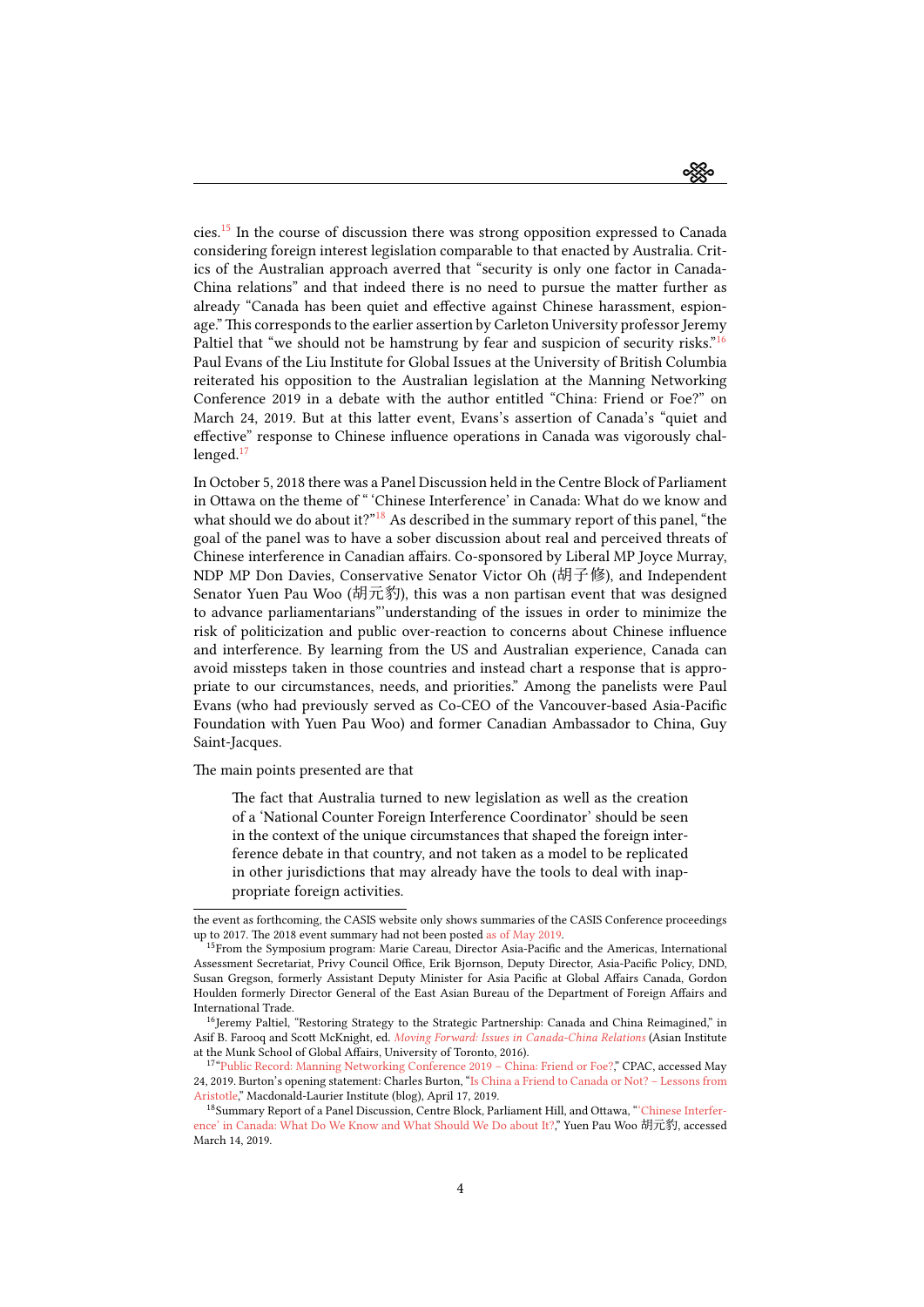cies.[15] In the course of discussion there was strong opposition expressed to Canada considering foreign interest legislation comparable to that enacted by Australia. Critics of the Australian approach averred that "security is only one factor in Canada-China relations" and that indeed there is no need to pursue the matter further as already "Canada has been quiet and effective against Chinese harassment, espionage." This corresponds to the earlier assertion by Carleton University professor Jeremy Paltiel that "we should not be hamstrung by fear and suspicion of security risks."[16] Paul Evans of the Liu Institute for Global Issues at the University of British Columbia reiterated his opposition to the Australian legislation at the Manning Networking Conference 2019 in a debate with the author entitled "China: Friend or Foe?" on March 24, 2019. But at this latter event, Evans's assertion of Canada's "quiet and effective" response to Chinese influence operations in Canada was vigorously challenged.[17]

In October 5, 2018 there was a Panel Discussion held in the Centre Block of Parliament in Ottawa on the theme of " 'Chinese Interference' in Canada: What do we know and what should we do about it?"[18] As described in the summary report of this panel, "the goal of the panel was to have a sober discussion about real and perceived threats of Chinese interference in Canadian affairs. Co-sponsored by Liberal MP Joyce Murray, NDP MP Don Davies, Conservative Senator Victor Oh (胡子修), and Independent Senator Yuen Pau Woo (胡元豹), this was a non partisan event that was designed to advance parliamentarians"'understanding of the issues in order to minimize the risk of politicization and public over-reaction to concerns about Chinese influence and interference. By learning from the US and Australian experience, Canada can avoid missteps taken in those countries and instead chart a response that is appropriate to our circumstances, needs, and priorities." Among the panelists were Paul Evans (who had previously served as Co-CEO of the Vancouver-based Asia-Pacific Foundation with Yuen Pau Woo) and former Canadian Ambassador to China, Guy Saint-Jacques.

The main points presented are that

> The fact that Australia turned to new legislation as well as the creation of a 'National Counter Foreign Interference Coordinator' should be seen in the context of the unique circumstances that shaped the foreign interference debate in that country, and not taken as a model to be replicated in other jurisdictions that may already have the tools to deal with inappropriate foreign activities.

---

the event as forthcoming, the CASIS website only shows summaries of the CASIS Conference proceedings up to 2017. The 2018 event summary had not been posted as of May 2019.

[15] From the Symposium program: Marie Careau, Director Asia-Pacific and the Americas, International Assessment Secretariat, Privy Council Office, Erik Bjornson, Deputy Director, Asia-Pacific Policy, DND, Susan Gregson, formerly Assistant Deputy Minister for Asia Pacific at Global Affairs Canada, Gordon Houlden formerly Director General of the East Asian Bureau of the Department of Foreign Affairs and International Trade.

[16] Jeremy Paltiel, "Restoring Strategy to the Strategic Partnership: Canada and China Reimagined," in Asif B. Farooq and Scott McKnight, ed. *Moving Forward: Issues in Canada-China Relations* (Asian Institute at the Munk School of Global Affairs, University of Toronto, 2016).

[17] "Public Record: Manning Networking Conference 2019 – China: Friend or Foe?," CPAC, accessed May 24, 2019. Burton's opening statement: Charles Burton, "Is China a Friend to Canada or Not? – Lessons from Aristotle," Macdonald-Laurier Institute (blog), April 17, 2019.

[18] Summary Report of a Panel Discussion, Centre Block, Parliament Hill, and Ottawa, "'Chinese Interference' in Canada: What Do We Know and What Should We Do about It?," Yuen Pau Woo 胡元豹, accessed March 14, 2019.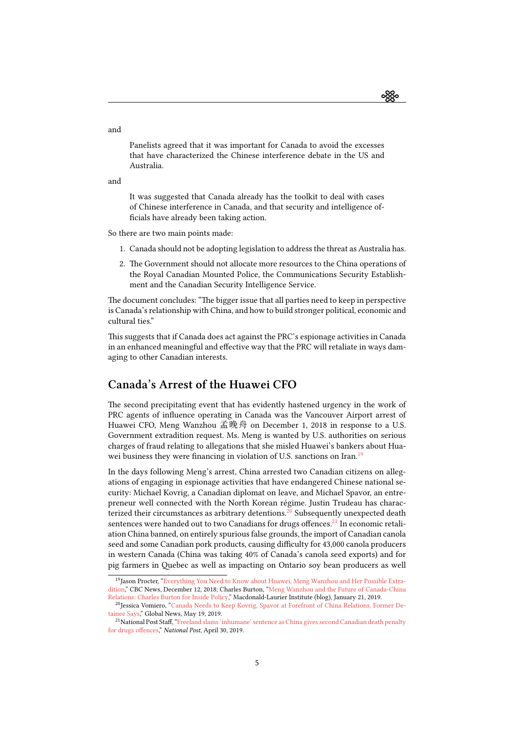and

> Panelists agreed that it was important for Canada to avoid the excesses that have characterized the Chinese interference debate in the US and Australia.

and

> It was suggested that Canada already has the toolkit to deal with cases of Chinese interference in Canada, and that security and intelligence officials have already been taking action.

So there are two main points made:

1. Canada should not be adopting legislation to address the threat as Australia has.
2. The Government should not allocate more resources to the China operations of the Royal Canadian Mounted Police, the Communications Security Establishment and the Canadian Security Intelligence Service.

The document concludes: "The bigger issue that all parties need to keep in perspective is Canada's relationship with China, and how to build stronger political, economic and cultural ties."

This suggests that if Canada does act against the PRC's espionage activities in Canada in an enhanced meaningful and effective way that the PRC will retaliate in ways damaging to other Canadian interests.

## Canada's Arrest of the Huawei CFO

The second precipitating event that has evidently hastened urgency in the work of PRC agents of influence operating in Canada was the Vancouver Airport arrest of Huawei CFO, Meng Wanzhou 孟晚舟 on December 1, 2018 in response to a U.S. Government extradition request. Ms. Meng is wanted by U.S. authorities on serious charges of fraud relating to allegations that she misled Huawei's bankers about Huawei business they were financing in violation of U.S. sanctions on Iran.[19]

In the days following Meng's arrest, China arrested two Canadian citizens on allegations of engaging in espionage activities that have endangered Chinese national security: Michael Kovrig, a Canadian diplomat on leave, and Michael Spavor, an entrepreneur well connected with the North Korean régime. Justin Trudeau has characterized their circumstances as arbitrary detentions.[20] Subsequently unexpected death sentences were handed out to two Canadians for drugs offences.[21] In economic retaliation China banned, on entirely spurious false grounds, the import of Canadian canola seed and some Canadian pork products, causing difficulty for 43,000 canola producers in western Canada (China was taking 40% of Canada's canola seed exports) and for pig farmers in Quebec as well as impacting on Ontario soy bean producers as well

---

[19] Jason Procter, "Everything You Need to Know about Huawei, Meng Wanzhou and Her Possible Extradition," CBC News, December 12, 2018; Charles Burton, "Meng Wanzhou and the Future of Canada-China Relations: Charles Burton for Inside Policy," Macdonald-Laurier Institute (blog), January 21, 2019.

[20] Jessica Vomiero, "Canada Needs to Keep Kovrig, Spavor at Forefront of China Relations, Former Detainee Says," Global News, May 19, 2019.

[21] National Post Staff, "Freeland slams 'inhumane' sentence as China gives second Canadian death penalty for drugs offences," *National Post*, April 30, 2019.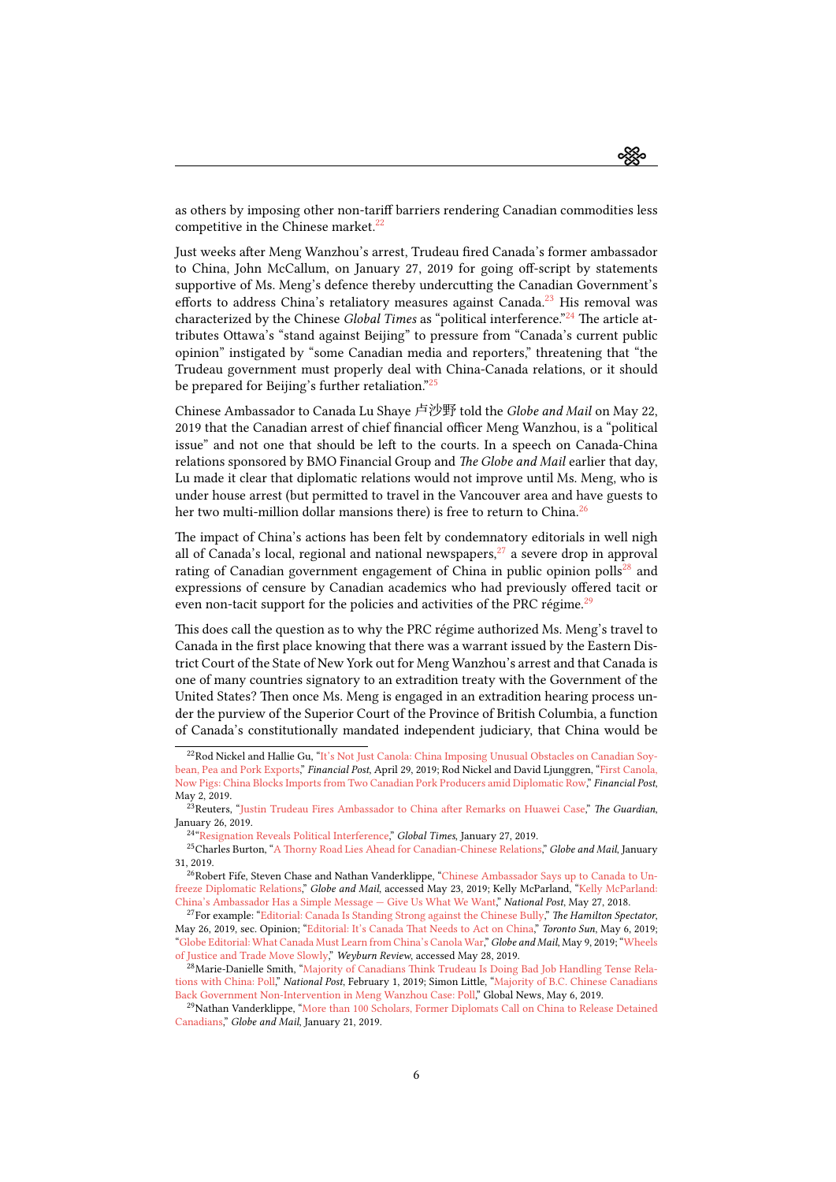as others by imposing other non-tariff barriers rendering Canadian commodities less competitive in the Chinese market.[22]

Just weeks after Meng Wanzhou's arrest, Trudeau fired Canada's former ambassador to China, John McCallum, on January 27, 2019 for going off-script by statements supportive of Ms. Meng's defence thereby undercutting the Canadian Government's efforts to address China's retaliatory measures against Canada.[23] His removal was characterized by the Chinese *Global Times* as "political interference."[24] The article attributes Ottawa's "stand against Beijing" to pressure from "Canada's current public opinion" instigated by "some Canadian media and reporters," threatening that "the Trudeau government must properly deal with China-Canada relations, or it should be prepared for Beijing's further retaliation."[25]

Chinese Ambassador to Canada Lu Shaye 卢沙野 told the *Globe and Mail* on May 22, 2019 that the Canadian arrest of chief financial officer Meng Wanzhou, is a "political issue" and not one that should be left to the courts. In a speech on Canada-China relations sponsored by BMO Financial Group and *The Globe and Mail* earlier that day, Lu made it clear that diplomatic relations would not improve until Ms. Meng, who is under house arrest (but permitted to travel in the Vancouver area and have guests to her two multi-million dollar mansions there) is free to return to China.[26]

The impact of China's actions has been felt by condemnatory editorials in well nigh all of Canada's local, regional and national newspapers,[27] a severe drop in approval rating of Canadian government engagement of China in public opinion polls[28] and expressions of censure by Canadian academics who had previously offered tacit or even non-tacit support for the policies and activities of the PRC régime.[29]

This does call the question as to why the PRC régime authorized Ms. Meng's travel to Canada in the first place knowing that there was a warrant issued by the Eastern District Court of the State of New York out for Meng Wanzhou's arrest and that Canada is one of many countries signatory to an extradition treaty with the Government of the United States? Then once Ms. Meng is engaged in an extradition hearing process under the purview of the Superior Court of the Province of British Columbia, a function of Canada's constitutionally mandated independent judiciary, that China would be

---

[22] Rod Nickel and Hallie Gu, "It's Not Just Canola: China Imposing Unusual Obstacles on Canadian Soybean, Pea and Pork Exports," *Financial Post*, April 29, 2019; Rod Nickel and David Ljunggren, "First Canola, Now Pigs: China Blocks Imports from Two Canadian Pork Producers amid Diplomatic Row," *Financial Post*, May 2, 2019.

[23] Reuters, "Justin Trudeau Fires Ambassador to China after Remarks on Huawei Case," *The Guardian*, January 26, 2019.

[24] "Resignation Reveals Political Interference," *Global Times*, January 27, 2019.

[25] Charles Burton, "A Thorny Road Lies Ahead for Canadian-Chinese Relations," *Globe and Mail*, January 31, 2019.

[26] Robert Fife, Steven Chase and Nathan Vanderklippe, "Chinese Ambassador Says up to Canada to Unfreeze Diplomatic Relations," *Globe and Mail*, accessed May 23, 2019; Kelly McParland, "Kelly McParland: China's Ambassador Has a Simple Message — Give Us What We Want," *National Post*, May 27, 2018.

[27] For example: "Editorial: Canada Is Standing Strong against the Chinese Bully," *The Hamilton Spectator*, May 26, 2019, sec. Opinion; "Editorial: It's Canada That Needs to Act on China," *Toronto Sun*, May 6, 2019; "Globe Editorial: What Canada Must Learn from China's Canola War," *Globe and Mail*, May 9, 2019; "Wheels of Justice and Trade Move Slowly," *Weyburn Review*, accessed May 28, 2019.

[28] Marie-Danielle Smith, "Majority of Canadians Think Trudeau Is Doing Bad Job Handling Tense Relations with China: Poll," *National Post*, February 1, 2019; Simon Little, "Majority of B.C. Chinese Canadians Back Government Non-Intervention in Meng Wanzhou Case: Poll," Global News, May 6, 2019.

[29] Nathan Vanderklippe, "More than 100 Scholars, Former Diplomats Call on China to Release Detained Canadians," *Globe and Mail*, January 21, 2019.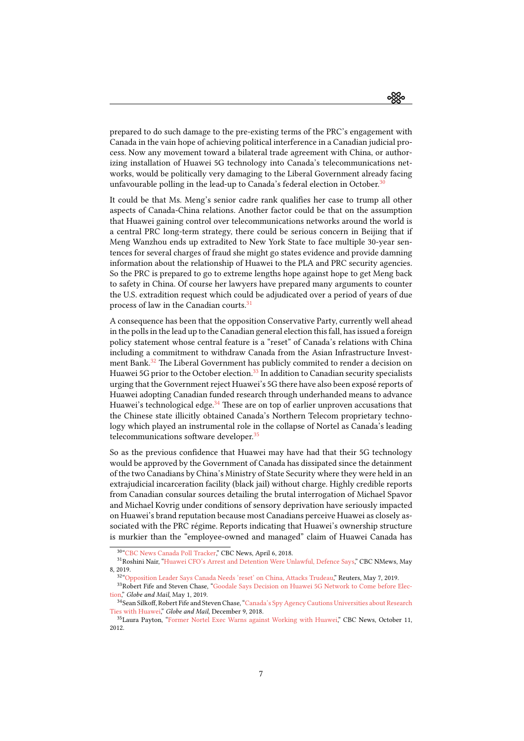prepared to do such damage to the pre-existing terms of the PRC's engagement with Canada in the vain hope of achieving political interference in a Canadian judicial process. Now any movement toward a bilateral trade agreement with China, or authorizing installation of Huawei 5G technology into Canada's telecommunications networks, would be politically very damaging to the Liberal Government already facing unfavourable polling in the lead-up to Canada's federal election in October.[30]

It could be that Ms. Meng's senior cadre rank qualifies her case to trump all other aspects of Canada-China relations. Another factor could be that on the assumption that Huawei gaining control over telecommunications networks around the world is a central PRC long-term strategy, there could be serious concern in Beijing that if Meng Wanzhou ends up extradited to New York State to face multiple 30-year sentences for several charges of fraud she might go states evidence and provide damning information about the relationship of Huawei to the PLA and PRC security agencies. So the PRC is prepared to go to extreme lengths hope against hope to get Meng back to safety in China. Of course her lawyers have prepared many arguments to counter the U.S. extradition request which could be adjudicated over a period of years of due process of law in the Canadian courts.[31]

A consequence has been that the opposition Conservative Party, currently well ahead in the polls in the lead up to the Canadian general election this fall, has issued a foreign policy statement whose central feature is a "reset" of Canada's relations with China including a commitment to withdraw Canada from the Asian Infrastructure Investment Bank.[32] The Liberal Government has publicly commited to render a decision on Huawei 5G prior to the October election.[33] In addition to Canadian security specialists urging that the Government reject Huawei's 5G there have also been exposé reports of Huawei adopting Canadian funded research through underhanded means to advance Huawei's technological edge.[34] These are on top of earlier unproven accusations that the Chinese state illicitly obtained Canada's Northern Telecom proprietary technology which played an instrumental role in the collapse of Nortel as Canada's leading telecommunications software developer.[35]

So as the previous confidence that Huawei may have had that their 5G technology would be approved by the Government of Canada has dissipated since the detainment of the two Canadians by China's Ministry of State Security where they were held in an extrajudicial incarceration facility (black jail) without charge. Highly credible reports from Canadian consular sources detailing the brutal interrogation of Michael Spavor and Michael Kovrig under conditions of sensory deprivation have seriously impacted on Huawei's brand reputation because most Canadians perceive Huawei as closely associated with the PRC régime. Reports indicating that Huawei's ownership structure is murkier than the "employee-owned and managed" claim of Huawei Canada has

[30] "CBC News Canada Poll Tracker," CBC News, April 6, 2018.

[31] Roshini Nair, "Huawei CFO's Arrest and Detention Were Unlawful, Defence Says," CBC NMews, May 8, 2019.

[32] "Opposition Leader Says Canada Needs 'reset' on China, Attacks Trudeau," Reuters, May 7, 2019.

[33] Robert Fife and Steven Chase, "Goodale Says Decision on Huawei 5G Network to Come before Election," *Globe and Mail*, May 1, 2019.

[34] Sean Silkoff, Robert Fife and Steven Chase, "Canada's Spy Agency Cautions Universities about Research Ties with Huawei," *Globe and Mail*, December 9, 2018.

[35] Laura Payton, "Former Nortel Exec Warns against Working with Huawei," CBC News, October 11, 2012.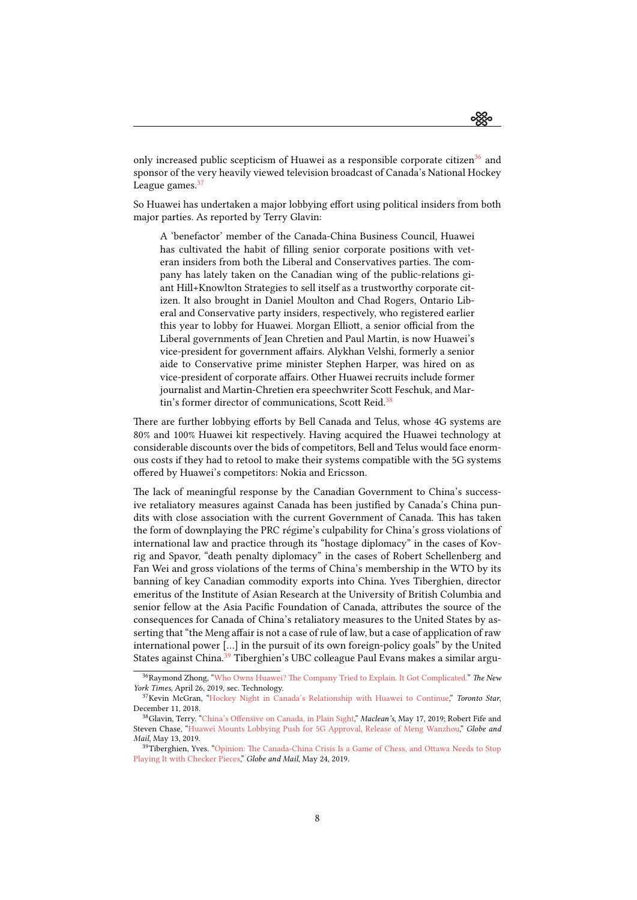only increased public scepticism of Huawei as a responsible corporate citizen[36] and sponsor of the very heavily viewed television broadcast of Canada's National Hockey League games.[37]

So Huawei has undertaken a major lobbying effort using political insiders from both major parties. As reported by Terry Glavin:

> A 'benefactor' member of the Canada-China Business Council, Huawei has cultivated the habit of filling senior corporate positions with veteran insiders from both the Liberal and Conservatives parties. The company has lately taken on the Canadian wing of the public-relations giant Hill+Knowlton Strategies to sell itself as a trustworthy corporate citizen. It also brought in Daniel Moulton and Chad Rogers, Ontario Liberal and Conservative party insiders, respectively, who registered earlier this year to lobby for Huawei. Morgan Elliott, a senior official from the Liberal governments of Jean Chretien and Paul Martin, is now Huawei's vice-president for government affairs. Alykhan Velshi, formerly a senior aide to Conservative prime minister Stephen Harper, was hired on as vice-president of corporate affairs. Other Huawei recruits include former journalist and Martin-Chretien era speechwriter Scott Feschuk, and Martin's former director of communications, Scott Reid.[38]

There are further lobbying efforts by Bell Canada and Telus, whose 4G systems are 80% and 100% Huawei kit respectively. Having acquired the Huawei technology at considerable discounts over the bids of competitors, Bell and Telus would face enormous costs if they had to retool to make their systems compatible with the 5G systems offered by Huawei's competitors: Nokia and Ericsson.

The lack of meaningful response by the Canadian Government to China's successive retaliatory measures against Canada has been justified by Canada's China pundits with close association with the current Government of Canada. This has taken the form of downplaying the PRC régime's culpability for China's gross violations of international law and practice through its "hostage diplomacy" in the cases of Kovrig and Spavor, "death penalty diplomacy" in the cases of Robert Schellenberg and Fan Wei and gross violations of the terms of China's membership in the WTO by its banning of key Canadian commodity exports into China. Yves Tiberghien, director emeritus of the Institute of Asian Research at the University of British Columbia and senior fellow at the Asia Pacific Foundation of Canada, attributes the source of the consequences for Canada of China's retaliatory measures to the United States by asserting that "the Meng affair is not a case of rule of law, but a case of application of raw international power [...] in the pursuit of its own foreign-policy goals" by the United States against China.[39] Tiberghien's UBC colleague Paul Evans makes a similar argu-

---

[36] Raymond Zhong, "Who Owns Huawei? The Company Tried to Explain. It Got Complicated." *The New York Times*, April 26, 2019, sec. Technology.

[37] Kevin McGran, "Hockey Night in Canada's Relationship with Huawei to Continue," *Toronto Star*, December 11, 2018.

[38] Glavin, Terry. "China's Offensive on Canada, in Plain Sight," *Maclean's*, May 17, 2019; Robert Fife and Steven Chase, "Huawei Mounts Lobbying Push for 5G Approval, Release of Meng Wanzhou," *Globe and Mail*, May 13, 2019.

[39] Tiberghien, Yves. "Opinion: The Canada-China Crisis Is a Game of Chess, and Ottawa Needs to Stop Playing It with Checker Pieces," *Globe and Mail*, May 24, 2019.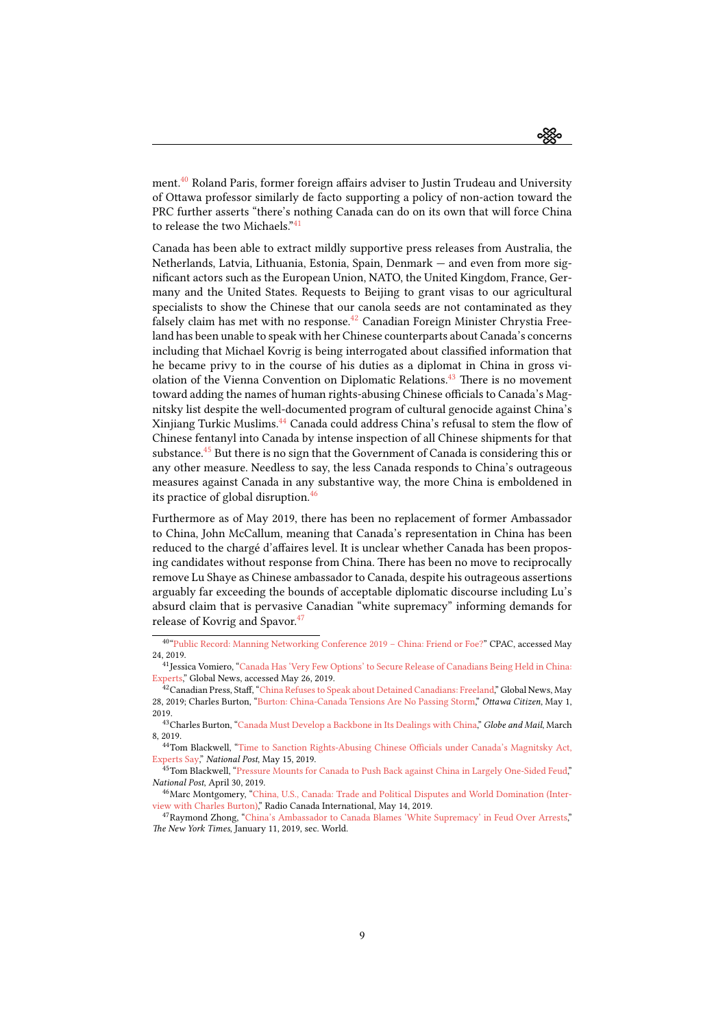ment.[40] Roland Paris, former foreign affairs adviser to Justin Trudeau and University of Ottawa professor similarly de facto supporting a policy of non-action toward the PRC further asserts "there's nothing Canada can do on its own that will force China to release the two Michaels."[41]

Canada has been able to extract mildly supportive press releases from Australia, the Netherlands, Latvia, Lithuania, Estonia, Spain, Denmark — and even from more significant actors such as the European Union, NATO, the United Kingdom, France, Germany and the United States. Requests to Beijing to grant visas to our agricultural specialists to show the Chinese that our canola seeds are not contaminated as they falsely claim has met with no response.[42] Canadian Foreign Minister Chrystia Freeland has been unable to speak with her Chinese counterparts about Canada's concerns including that Michael Kovrig is being interrogated about classified information that he became privy to in the course of his duties as a diplomat in China in gross violation of the Vienna Convention on Diplomatic Relations.[43] There is no movement toward adding the names of human rights-abusing Chinese officials to Canada's Magnitsky list despite the well-documented program of cultural genocide against China's Xinjiang Turkic Muslims.[44] Canada could address China's refusal to stem the flow of Chinese fentanyl into Canada by intense inspection of all Chinese shipments for that substance.[45] But there is no sign that the Government of Canada is considering this or any other measure. Needless to say, the less Canada responds to China's outrageous measures against Canada in any substantive way, the more China is emboldened in its practice of global disruption.[46]

Furthermore as of May 2019, there has been no replacement of former Ambassador to China, John McCallum, meaning that Canada's representation in China has been reduced to the chargé d'affaires level. It is unclear whether Canada has been proposing candidates without response from China. There has been no move to reciprocally remove Lu Shaye as Chinese ambassador to Canada, despite his outrageous assertions arguably far exceeding the bounds of acceptable diplomatic discourse including Lu's absurd claim that is pervasive Canadian "white supremacy" informing demands for release of Kovrig and Spavor.[47]

---

[40] "Public Record: Manning Networking Conference 2019 – China: Friend or Foe?" CPAC, accessed May 24, 2019.

[41] Jessica Vomiero, "Canada Has 'Very Few Options' to Secure Release of Canadians Being Held in China: Experts," Global News, accessed May 26, 2019.

[42] Canadian Press, Staff, "China Refuses to Speak about Detained Canadians: Freeland," Global News, May 28, 2019; Charles Burton, "Burton: China-Canada Tensions Are No Passing Storm," *Ottawa Citizen*, May 1, 2019.

[43] Charles Burton, "Canada Must Develop a Backbone in Its Dealings with China," *Globe and Mail*, March 8, 2019.

[44] Tom Blackwell, "Time to Sanction Rights-Abusing Chinese Officials under Canada's Magnitsky Act, Experts Say," *National Post*, May 15, 2019.

[45] Tom Blackwell, "Pressure Mounts for Canada to Push Back against China in Largely One-Sided Feud," *National Post*, April 30, 2019.

[46] Marc Montgomery, "China, U.S., Canada: Trade and Political Disputes and World Domination (Interview with Charles Burton)," Radio Canada International, May 14, 2019.

[47] Raymond Zhong, "China's Ambassador to Canada Blames 'White Supremacy' in Feud Over Arrests," *The New York Times*, January 11, 2019, sec. World.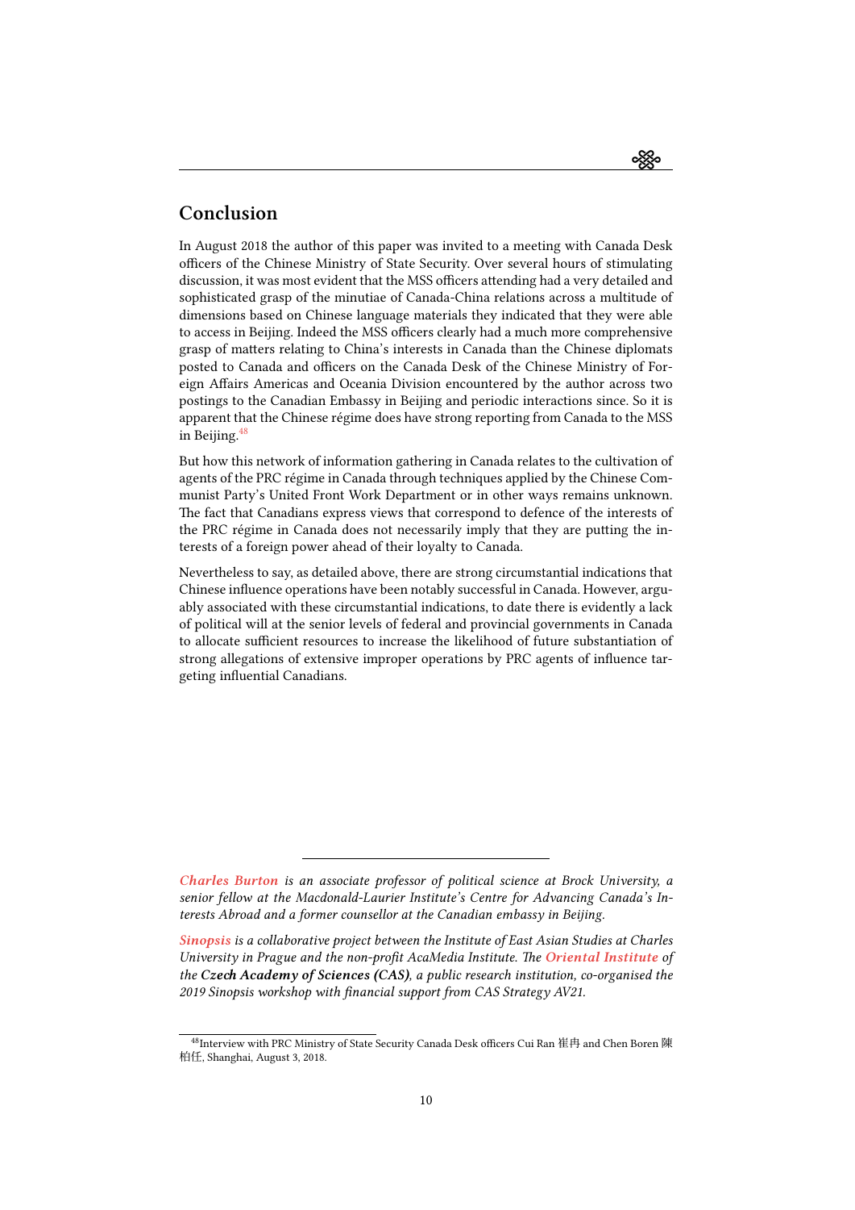## Conclusion

In August 2018 the author of this paper was invited to a meeting with Canada Desk officers of the Chinese Ministry of State Security. Over several hours of stimulating discussion, it was most evident that the MSS officers attending had a very detailed and sophisticated grasp of the minutiae of Canada-China relations across a multitude of dimensions based on Chinese language materials they indicated that they were able to access in Beijing. Indeed the MSS officers clearly had a much more comprehensive grasp of matters relating to China's interests in Canada than the Chinese diplomats posted to Canada and officers on the Canada Desk of the Chinese Ministry of Foreign Affairs Americas and Oceania Division encountered by the author across two postings to the Canadian Embassy in Beijing and periodic interactions since. So it is apparent that the Chinese régime does have strong reporting from Canada to the MSS in Beijing.[48]

But how this network of information gathering in Canada relates to the cultivation of agents of the PRC régime in Canada through techniques applied by the Chinese Communist Party's United Front Work Department or in other ways remains unknown. The fact that Canadians express views that correspond to defence of the interests of the PRC régime in Canada does not necessarily imply that they are putting the interests of a foreign power ahead of their loyalty to Canada.

Nevertheless to say, as detailed above, there are strong circumstantial indications that Chinese influence operations have been notably successful in Canada. However, arguably associated with these circumstantial indications, to date there is evidently a lack of political will at the senior levels of federal and provincial governments in Canada to allocate sufficient resources to increase the likelihood of future substantiation of strong allegations of extensive improper operations by PRC agents of influence targeting influential Canadians.

---

***Charles Burton** is an associate professor of political science at Brock University, a senior fellow at the Macdonald-Laurier Institute's Centre for Advancing Canada's Interests Abroad and a former counsellor at the Canadian embassy in Beijing.*

***Sinopsis** is a collaborative project between the Institute of East Asian Studies at Charles University in Prague and the non-profit AcaMedia Institute. The **Oriental Institute** of the **Czech Academy of Sciences (CAS)**, a public research institution, co-organised the 2019 Sinopsis workshop with financial support from CAS Strategy AV21.*

[48] Interview with PRC Ministry of State Security Canada Desk officers Cui Ran 崔冉 and Chen Boren 陳柏任, Shanghai, August 3, 2018.